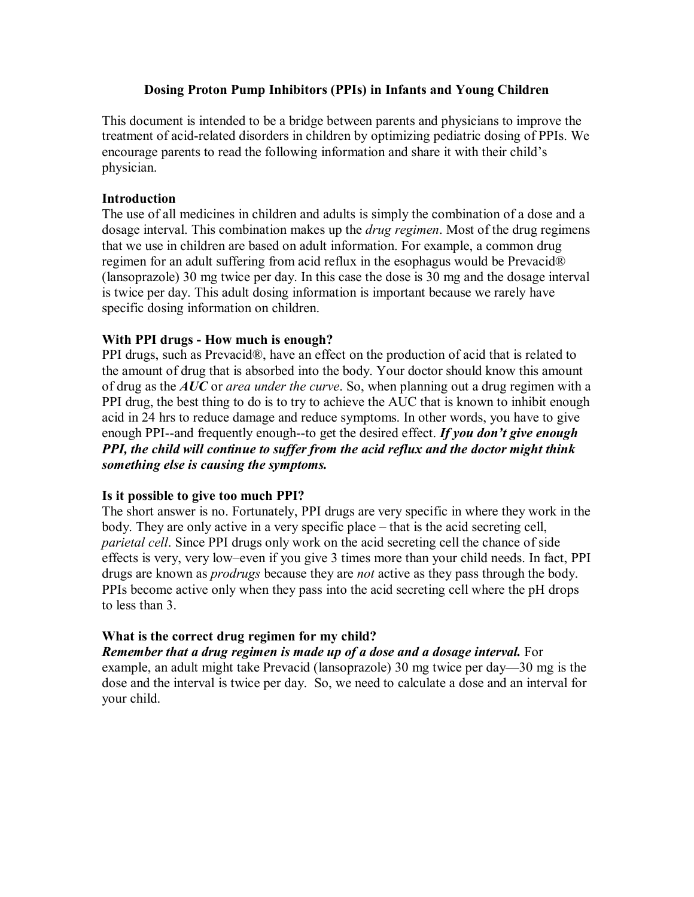# Dosing Proton Pump Inhibitors (PPIs) in Infants and Young Children

This document is intended to be a bridge between parents and physicians to improve the treatment of acid-related disorders in children by optimizing pediatric dosing of PPIs. We encourage parents to read the following information and share it with their child's physician.

## Introduction

The use of all medicines in children and adults is simply the combination of a dose and a dosage interval. This combination makes up the *drug regimen*. Most of the drug regimens that we use in children are based on adult information. For example, a common drug regimen for an adult suffering from acid reflux in the esophagus would be Prevacid® (lansoprazole) 30 mg twice per day. In this case the dose is 30 mg and the dosage interval is twice per day. This adult dosing information is important because we rarely have specific dosing information on children.

## With PPI drugs - How much is enough?

PPI drugs, such as Prevacid®, have an effect on the production of acid that is related to the amount of drug that is absorbed into the body. Your doctor should know this amount of drug as the ***AUC*** or *area under the curve*. So, when planning out a drug regimen with a PPI drug, the best thing to do is to try to achieve the AUC that is known to inhibit enough acid in 24 hrs to reduce damage and reduce symptoms. In other words, you have to give enough PPI--and frequently enough--to get the desired effect. ***If you don't give enough PPI, the child will continue to suffer from the acid reflux and the doctor might think something else is causing the symptoms.***

## Is it possible to give too much PPI?

The short answer is no. Fortunately, PPI drugs are very specific in where they work in the body. They are only active in a very specific place – that is the acid secreting cell, *parietal cell*. Since PPI drugs only work on the acid secreting cell the chance of side effects is very, very low–even if you give 3 times more than your child needs. In fact, PPI drugs are known as *prodrugs* because they are *not* active as they pass through the body. PPIs become active only when they pass into the acid secreting cell where the pH drops to less than 3.

## What is the correct drug regimen for my child?

***Remember that a drug regimen is made up of a dose and a dosage interval.*** For example, an adult might take Prevacid (lansoprazole) 30 mg twice per day—30 mg is the dose and the interval is twice per day. So, we need to calculate a dose and an interval for your child.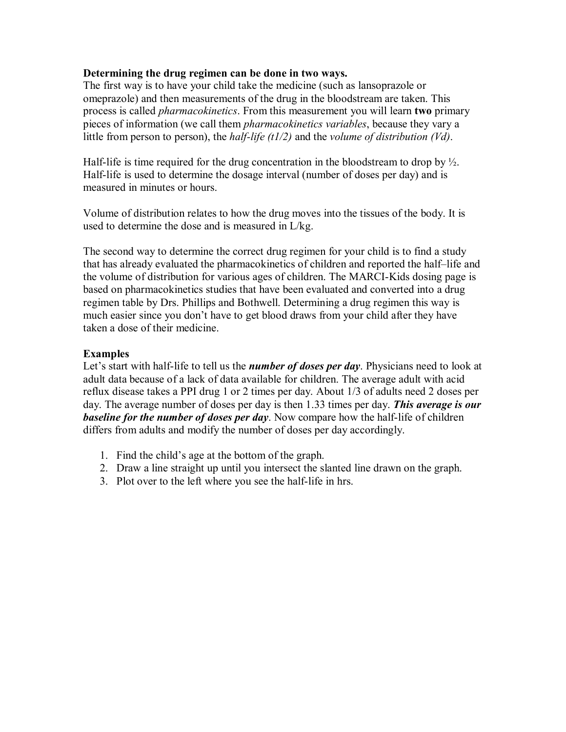**Determining the drug regimen can be done in two ways.**

The first way is to have your child take the medicine (such as lansoprazole or omeprazole) and then measurements of the drug in the bloodstream are taken. This process is called *pharmacokinetics*. From this measurement you will learn **two** primary pieces of information (we call them *pharmacokinetics variables*, because they vary a little from person to person), the *half-life (t1/2)* and the *volume of distribution (Vd)*.

Half-life is time required for the drug concentration in the bloodstream to drop by ½. Half-life is used to determine the dosage interval (number of doses per day) and is measured in minutes or hours.

Volume of distribution relates to how the drug moves into the tissues of the body. It is used to determine the dose and is measured in L/kg.

The second way to determine the correct drug regimen for your child is to find a study that has already evaluated the pharmacokinetics of children and reported the half–life and the volume of distribution for various ages of children. The MARCI-Kids dosing page is based on pharmacokinetics studies that have been evaluated and converted into a drug regimen table by Drs. Phillips and Bothwell. Determining a drug regimen this way is much easier since you don't have to get blood draws from your child after they have taken a dose of their medicine.

**Examples**

Let's start with half-life to tell us the ***number of doses per day***. Physicians need to look at adult data because of a lack of data available for children. The average adult with acid reflux disease takes a PPI drug 1 or 2 times per day. About 1/3 of adults need 2 doses per day. The average number of doses per day is then 1.33 times per day. ***This average is our baseline for the number of doses per day***. Now compare how the half-life of children differs from adults and modify the number of doses per day accordingly.

1. Find the child's age at the bottom of the graph.
2. Draw a line straight up until you intersect the slanted line drawn on the graph.
3. Plot over to the left where you see the half-life in hrs.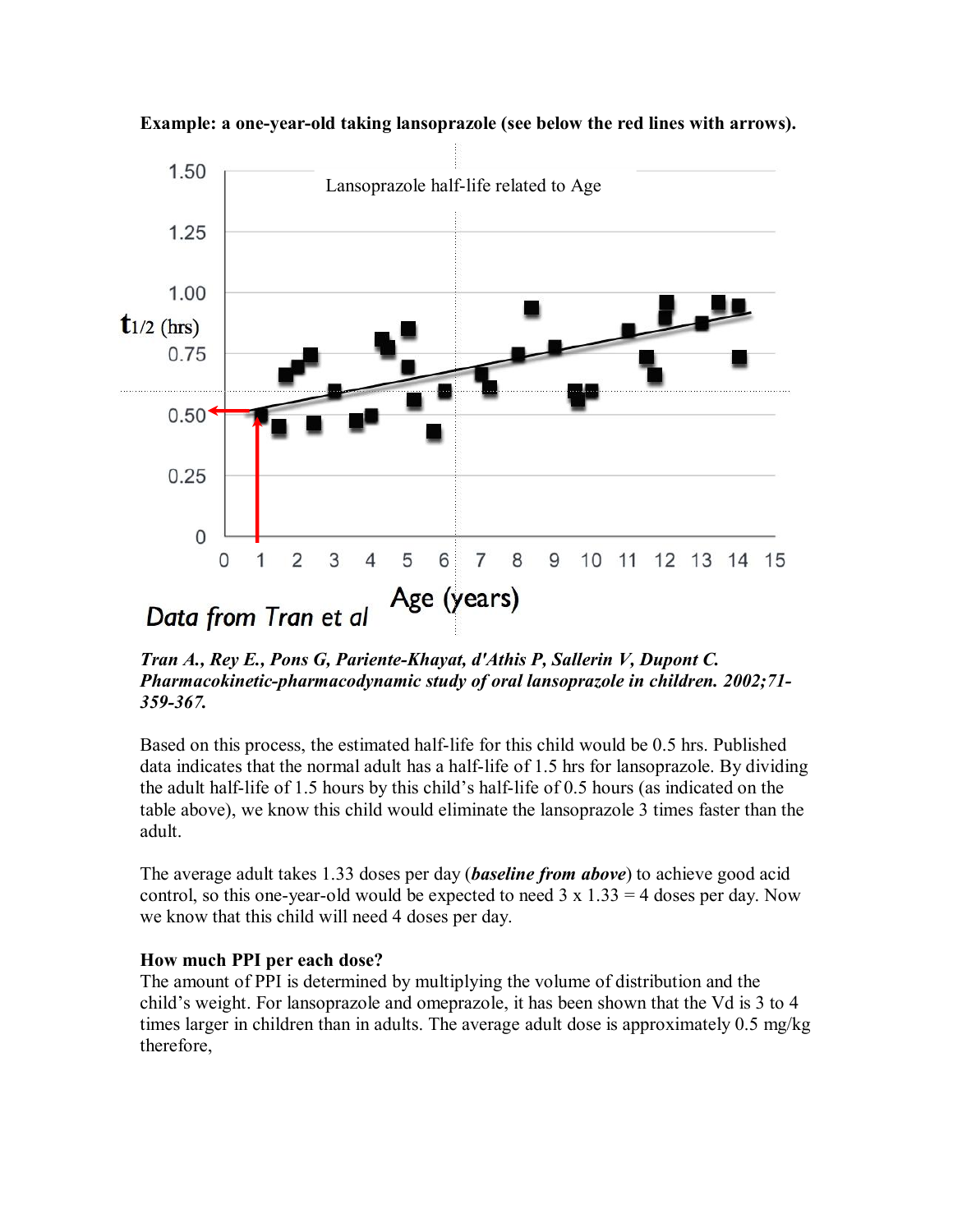**Example: a one-year-old taking lansoprazole (see below the red lines with arrows).**

Lansoprazole half-life related to Age

Data from Tran et al

*Tran A., Rey E., Pons G, Pariente-Khayat, d'Athis P, Sallerin V, Dupont C. Pharmacokinetic-pharmacodynamic study of oral lansoprazole in children. 2002;71-359-367.*

Based on this process, the estimated half-life for this child would be 0.5 hrs. Published data indicates that the normal adult has a half-life of 1.5 hrs for lansoprazole. By dividing the adult half-life of 1.5 hours by this child's half-life of 0.5 hours (as indicated on the table above), we know this child would eliminate the lansoprazole 3 times faster than the adult.

The average adult takes 1.33 doses per day (***baseline from above***) to achieve good acid control, so this one-year-old would be expected to need 3 x 1.33 = 4 doses per day. Now we know that this child will need 4 doses per day.

**How much PPI per each dose?**

The amount of PPI is determined by multiplying the volume of distribution and the child's weight. For lansoprazole and omeprazole, it has been shown that the Vd is 3 to 4 times larger in children than in adults. The average adult dose is approximately 0.5 mg/kg therefore,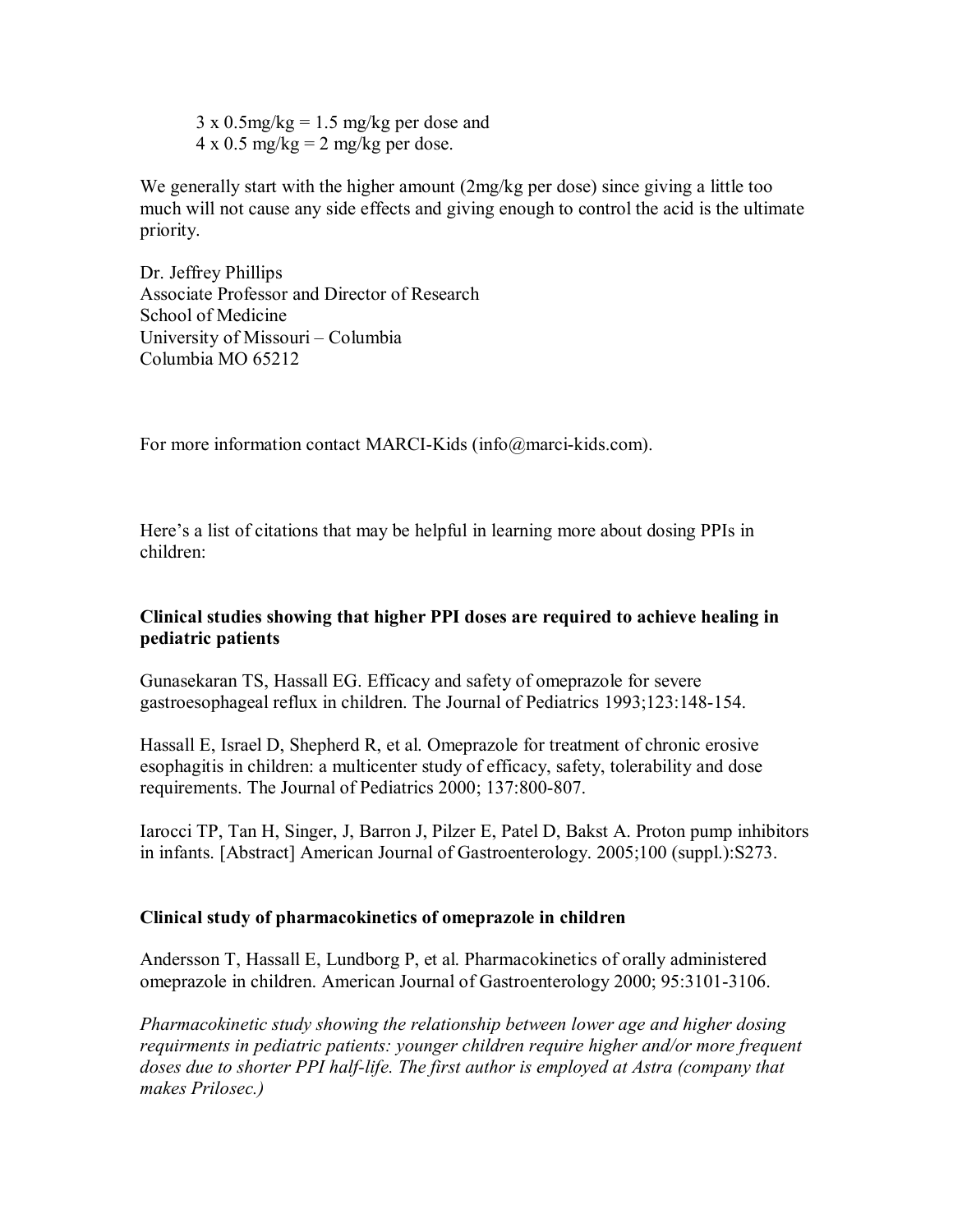3 x 0.5mg/kg = 1.5 mg/kg per dose and
4 x 0.5 mg/kg = 2 mg/kg per dose.

We generally start with the higher amount (2mg/kg per dose) since giving a little too much will not cause any side effects and giving enough to control the acid is the ultimate priority.

Dr. Jeffrey Phillips
Associate Professor and Director of Research
School of Medicine
University of Missouri – Columbia
Columbia MO 65212

For more information contact MARCI-Kids (info@marci-kids.com).

Here's a list of citations that may be helpful in learning more about dosing PPIs in children:

**Clinical studies showing that higher PPI doses are required to achieve healing in pediatric patients**

Gunasekaran TS, Hassall EG. Efficacy and safety of omeprazole for severe gastroesophageal reflux in children. The Journal of Pediatrics 1993;123:148-154.

Hassall E, Israel D, Shepherd R, et al. Omeprazole for treatment of chronic erosive esophagitis in children: a multicenter study of efficacy, safety, tolerability and dose requirements. The Journal of Pediatrics 2000; 137:800-807.

Iarocci TP, Tan H, Singer, J, Barron J, Pilzer E, Patel D, Bakst A. Proton pump inhibitors in infants. [Abstract] American Journal of Gastroenterology. 2005;100 (suppl.):S273.

**Clinical study of pharmacokinetics of omeprazole in children**

Andersson T, Hassall E, Lundborg P, et al. Pharmacokinetics of orally administered omeprazole in children. American Journal of Gastroenterology 2000; 95:3101-3106.

*Pharmacokinetic study showing the relationship between lower age and higher dosing requirments in pediatric patients: younger children require higher and/or more frequent doses due to shorter PPI half-life. The first author is employed at Astra (company that makes Prilosec.)*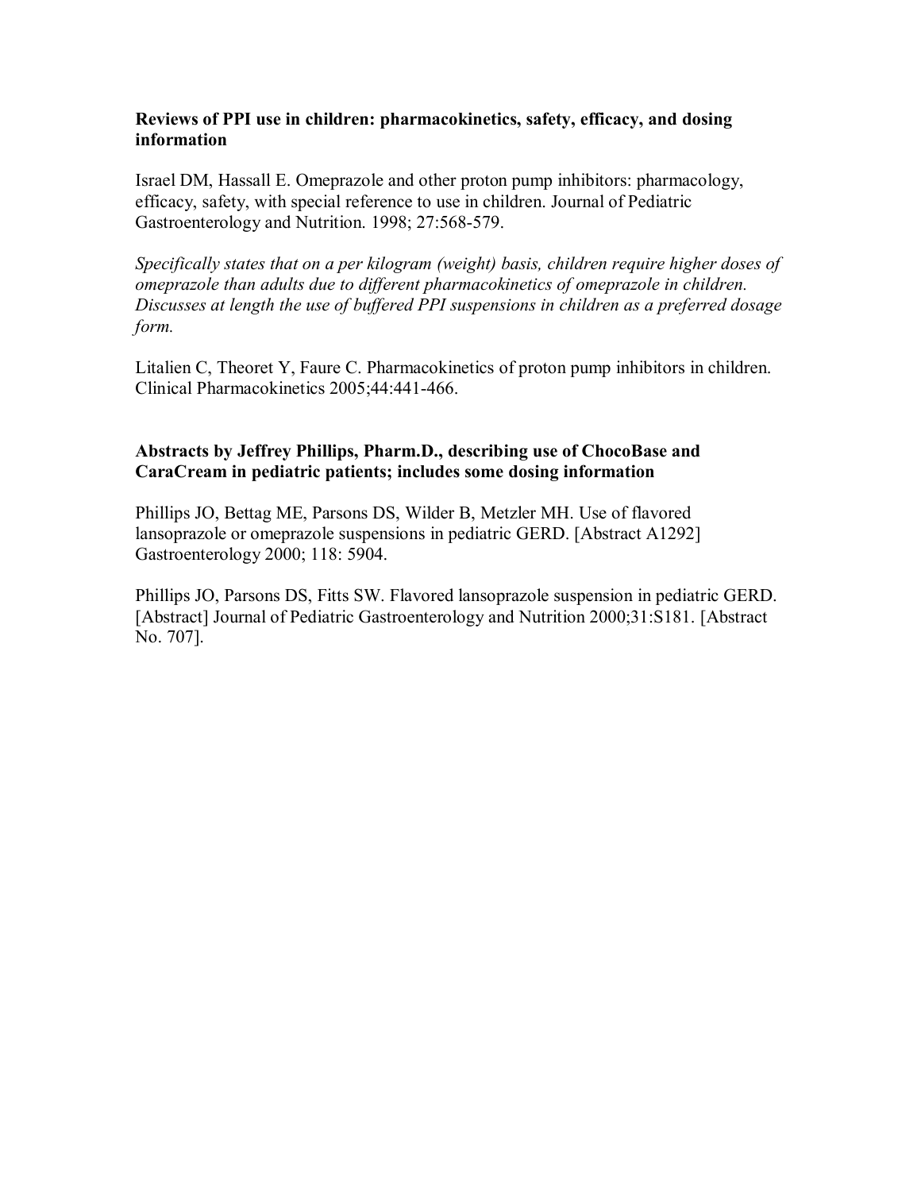**Reviews of PPI use in children: pharmacokinetics, safety, efficacy, and dosing information**

Israel DM, Hassall E. Omeprazole and other proton pump inhibitors: pharmacology, efficacy, safety, with special reference to use in children. Journal of Pediatric Gastroenterology and Nutrition. 1998; 27:568-579.

*Specifically states that on a per kilogram (weight) basis, children require higher doses of omeprazole than adults due to different pharmacokinetics of omeprazole in children. Discusses at length the use of buffered PPI suspensions in children as a preferred dosage form.*

Litalien C, Theoret Y, Faure C. Pharmacokinetics of proton pump inhibitors in children. Clinical Pharmacokinetics 2005;44:441-466.

**Abstracts by Jeffrey Phillips, Pharm.D., describing use of ChocoBase and CaraCream in pediatric patients; includes some dosing information**

Phillips JO, Bettag ME, Parsons DS, Wilder B, Metzler MH. Use of flavored lansoprazole or omeprazole suspensions in pediatric GERD. [Abstract A1292] Gastroenterology 2000; 118: 5904.

Phillips JO, Parsons DS, Fitts SW. Flavored lansoprazole suspension in pediatric GERD. [Abstract] Journal of Pediatric Gastroenterology and Nutrition 2000;31:S181. [Abstract No. 707].